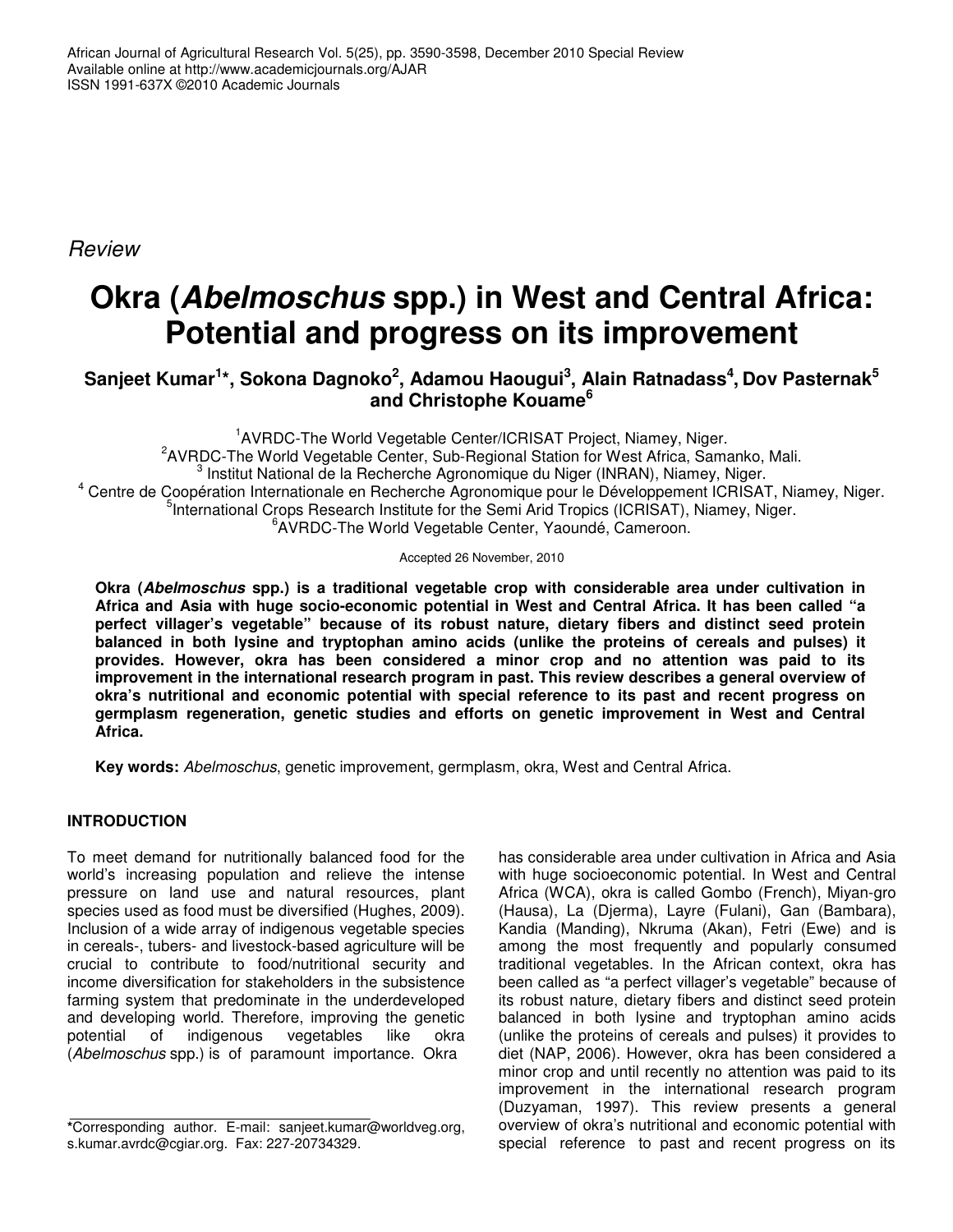Review

# Okra (*Abelmoschus* spp.) in West and Central Africa: Potential and progress on its improvement

**Sanjeet Kumar[1]*, Sokona Dagnoko[2], Adamou Haougui[3], Alain Ratnadass[4], Dov Pasternak[5] and Christophe Kouame[6]**

[1]AVRDC-The World Vegetable Center/ICRISAT Project, Niamey, Niger.
[2]AVRDC-The World Vegetable Center, Sub-Regional Station for West Africa, Samanko, Mali.
[3] Institut National de la Recherche Agronomique du Niger (INRAN), Niamey, Niger.
[4] Centre de Coopération Internationale en Recherche Agronomique pour le Développement ICRISAT, Niamey, Niger.
[5]International Crops Research Institute for the Semi Arid Tropics (ICRISAT), Niamey, Niger.
[6]AVRDC-The World Vegetable Center, Yaoundé, Cameroon.

Accepted 26 November, 2010

**Okra (*Abelmoschus* spp.) is a traditional vegetable crop with considerable area under cultivation in Africa and Asia with huge socio-economic potential in West and Central Africa. It has been called "a perfect villager's vegetable" because of its robust nature, dietary fibers and distinct seed protein balanced in both lysine and tryptophan amino acids (unlike the proteins of cereals and pulses) it provides. However, okra has been considered a minor crop and no attention was paid to its improvement in the international research program in past. This review describes a general overview of okra's nutritional and economic potential with special reference to its past and recent progress on germplasm regeneration, genetic studies and efforts on genetic improvement in West and Central Africa.**

**Key words:** *Abelmoschus*, genetic improvement, germplasm, okra, West and Central Africa.

## INTRODUCTION

To meet demand for nutritionally balanced food for the world's increasing population and relieve the intense pressure on land use and natural resources, plant species used as food must be diversified (Hughes, 2009). Inclusion of a wide array of indigenous vegetable species in cereals-, tubers- and livestock-based agriculture will be crucial to contribute to food/nutritional security and income diversification for stakeholders in the subsistence farming system that predominate in the underdeveloped and developing world. Therefore, improving the genetic potential of indigenous vegetables like okra (*Abelmoschus* spp.) is of paramount importance. Okra has considerable area under cultivation in Africa and Asia with huge socioeconomic potential. In West and Central Africa (WCA), okra is called Gombo (French), Miyan-gro (Hausa), La (Djerma), Layre (Fulani), Gan (Bambara), Kandia (Manding), Nkruma (Akan), Fetri (Ewe) and is among the most frequently and popularly consumed traditional vegetables. In the African context, okra has been called as "a perfect villager's vegetable" because of its robust nature, dietary fibers and distinct seed protein balanced in both lysine and tryptophan amino acids (unlike the proteins of cereals and pulses) it provides to diet (NAP, 2006). However, okra has been considered a minor crop and until recently no attention was paid to its improvement in the international research program (Duzyaman, 1997). This review presents a general overview of okra's nutritional and economic potential with special reference to past and recent progress on its

*Corresponding author. E-mail: sanjeet.kumar@worldveg.org, s.kumar.avrdc@cgiar.org. Fax: 227-20734329.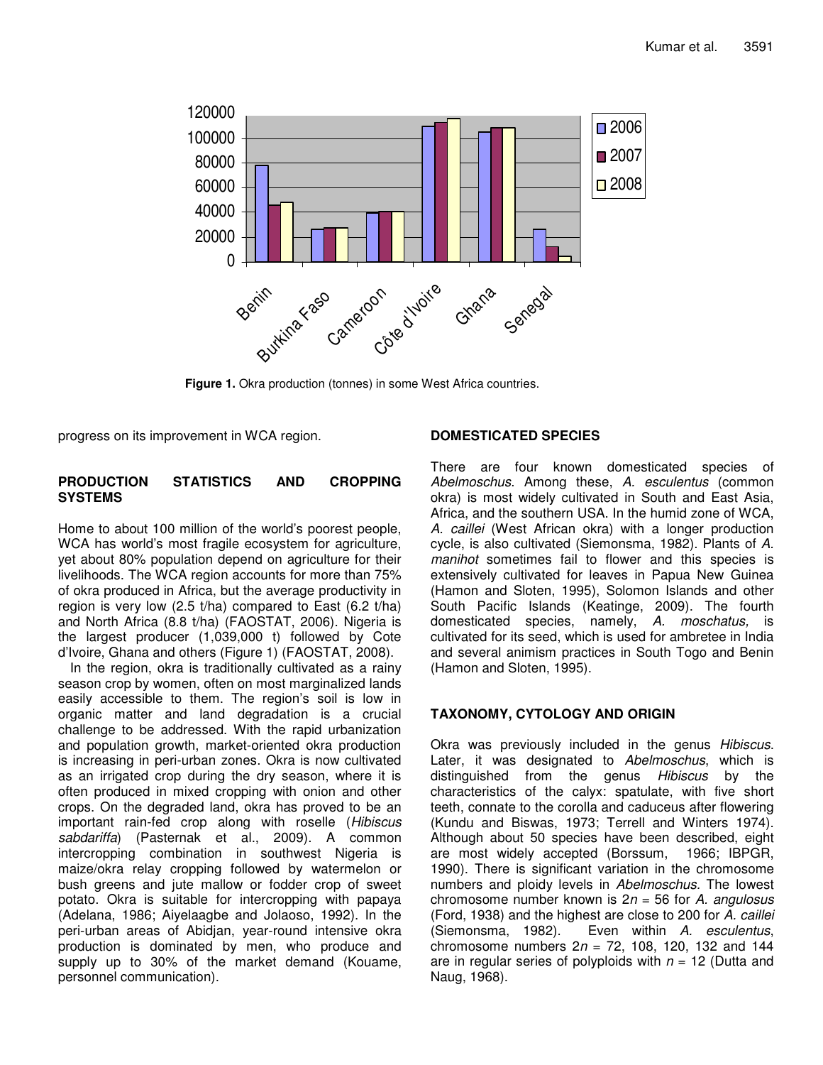Figure 1. Okra production (tonnes) in some West Africa countries.

progress on its improvement in WCA region.

## PRODUCTION STATISTICS AND CROPPING SYSTEMS

Home to about 100 million of the world's poorest people, WCA has world's most fragile ecosystem for agriculture, yet about 80% population depend on agriculture for their livelihoods. The WCA region accounts for more than 75% of okra produced in Africa, but the average productivity in region is very low (2.5 t/ha) compared to East (6.2 t/ha) and North Africa (8.8 t/ha) (FAOSTAT, 2006). Nigeria is the largest producer (1,039,000 t) followed by Cote d'Ivoire, Ghana and others (Figure 1) (FAOSTAT, 2008).

In the region, okra is traditionally cultivated as a rainy season crop by women, often on most marginalized lands easily accessible to them. The region's soil is low in organic matter and land degradation is a crucial challenge to be addressed. With the rapid urbanization and population growth, market-oriented okra production is increasing in peri-urban zones. Okra is now cultivated as an irrigated crop during the dry season, where it is often produced in mixed cropping with onion and other crops. On the degraded land, okra has proved to be an important rain-fed crop along with roselle (*Hibiscus sabdariffa*) (Pasternak et al., 2009). A common intercropping combination in southwest Nigeria is maize/okra relay cropping followed by watermelon or bush greens and jute mallow or fodder crop of sweet potato. Okra is suitable for intercropping with papaya (Adelana, 1986; Aiyelaagbe and Jolaoso, 1992). In the peri-urban areas of Abidjan, year-round intensive okra production is dominated by men, who produce and supply up to 30% of the market demand (Kouame, personnel communication).

## DOMESTICATED SPECIES

There are four known domesticated species of *Abelmoschus*. Among these, *A. esculentus* (common okra) is most widely cultivated in South and East Asia, Africa, and the southern USA. In the humid zone of WCA, *A. caillei* (West African okra) with a longer production cycle, is also cultivated (Siemonsma, 1982). Plants of *A. manihot* sometimes fail to flower and this species is extensively cultivated for leaves in Papua New Guinea (Hamon and Sloten, 1995), Solomon Islands and other South Pacific Islands (Keatinge, 2009). The fourth domesticated species, namely, *A. moschatus,* is cultivated for its seed, which is used for ambretee in India and several animism practices in South Togo and Benin (Hamon and Sloten, 1995).

## TAXONOMY, CYTOLOGY AND ORIGIN

Okra was previously included in the genus *Hibiscus*. Later, it was designated to *Abelmoschus*, which is distinguished from the genus *Hibiscus* by the characteristics of the calyx: spatulate, with five short teeth, connate to the corolla and caduceus after flowering (Kundu and Biswas, 1973; Terrell and Winters 1974). Although about 50 species have been described, eight are most widely accepted (Borssum, 1966; IBPGR, 1990). There is significant variation in the chromosome numbers and ploidy levels in *Abelmoschus.* The lowest chromosome number known is $2n = 56$ for *A. angulosus* (Ford, 1938) and the highest are close to 200 for *A. caillei* (Siemonsma, 1982). Even within *A. esculentus*, chromosome numbers $2n = 72, 108, 120, 132$ and $144$ are in regular series of polyploids with $n = 12$ (Dutta and Naug, 1968).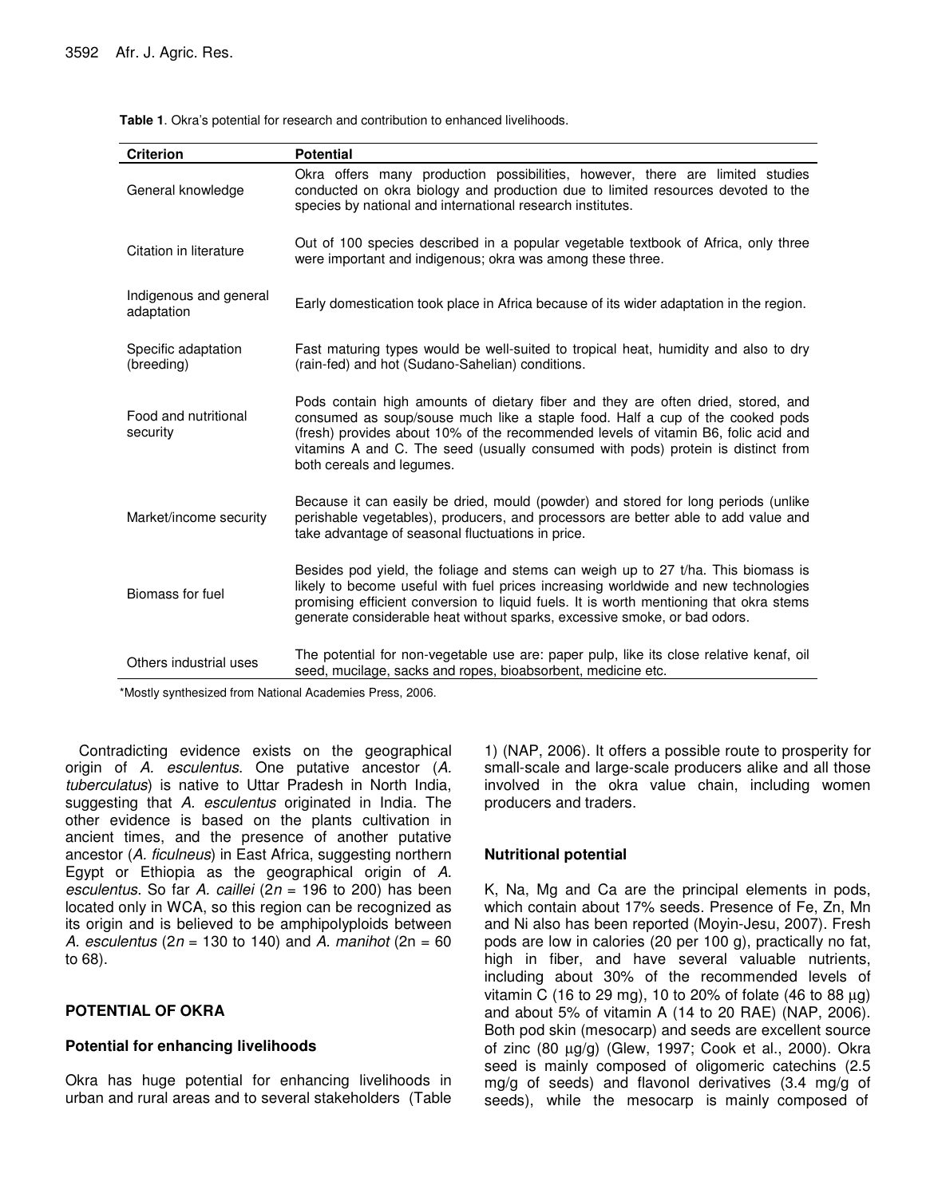**Table 1**. Okra's potential for research and contribution to enhanced livelihoods.

| Criterion | Potential |
|---|---|
| General knowledge | Okra offers many production possibilities, however, there are limited studies conducted on okra biology and production due to limited resources devoted to the species by national and international research institutes. |
| Citation in literature | Out of 100 species described in a popular vegetable textbook of Africa, only three were important and indigenous; okra was among these three. |
| Indigenous and general adaptation | Early domestication took place in Africa because of its wider adaptation in the region. |
| Specific adaptation (breeding) | Fast maturing types would be well-suited to tropical heat, humidity and also to dry (rain-fed) and hot (Sudano-Sahelian) conditions. |
| Food and nutritional security | Pods contain high amounts of dietary fiber and they are often dried, stored, and consumed as soup/souse much like a staple food. Half a cup of the cooked pods (fresh) provides about 10% of the recommended levels of vitamin B6, folic acid and vitamins A and C. The seed (usually consumed with pods) protein is distinct from both cereals and legumes. |
| Market/income security | Because it can easily be dried, mould (powder) and stored for long periods (unlike perishable vegetables), producers, and processors are better able to add value and take advantage of seasonal fluctuations in price. |
| Biomass for fuel | Besides pod yield, the foliage and stems can weigh up to 27 t/ha. This biomass is likely to become useful with fuel prices increasing worldwide and new technologies promising efficient conversion to liquid fuels. It is worth mentioning that okra stems generate considerable heat without sparks, excessive smoke, or bad odors. |
| Others industrial uses | The potential for non-vegetable use are: paper pulp, like its close relative kenaf, oil seed, mucilage, sacks and ropes, bioabsorbent, medicine etc. |

*Mostly synthesized from National Academies Press, 2006.

Contradicting evidence exists on the geographical origin of *A. esculentus*. One putative ancestor (*A. tuberculatus*) is native to Uttar Pradesh in North India, suggesting that *A. esculentus* originated in India. The other evidence is based on the plants cultivation in ancient times, and the presence of another putative ancestor (*A. ficulneus*) in East Africa, suggesting northern Egypt or Ethiopia as the geographical origin of *A. esculentus*. So far *A. caillei* ($2n$ = 196 to 200) has been located only in WCA, so this region can be recognized as its origin and is believed to be amphipolyploids between *A. esculentus* ($2n$ = 130 to 140) and *A. manihot* ($2n$ = 60 to 68).

## POTENTIAL OF OKRA

### Potential for enhancing livelihoods

Okra has huge potential for enhancing livelihoods in urban and rural areas and to several stakeholders (Table 1) (NAP, 2006). It offers a possible route to prosperity for small-scale and large-scale producers alike and all those involved in the okra value chain, including women producers and traders.

### Nutritional potential

K, Na, Mg and Ca are the principal elements in pods, which contain about 17% seeds. Presence of Fe, Zn, Mn and Ni also has been reported (Moyin-Jesu, 2007). Fresh pods are low in calories (20 per 100 g), practically no fat, high in fiber, and have several valuable nutrients, including about 30% of the recommended levels of vitamin C (16 to 29 mg), 10 to 20% of folate (46 to 88 µg) and about 5% of vitamin A (14 to 20 RAE) (NAP, 2006). Both pod skin (mesocarp) and seeds are excellent source of zinc (80 µg/g) (Glew, 1997; Cook et al., 2000). Okra seed is mainly composed of oligomeric catechins (2.5 mg/g of seeds) and flavonol derivatives (3.4 mg/g of seeds), while the mesocarp is mainly composed of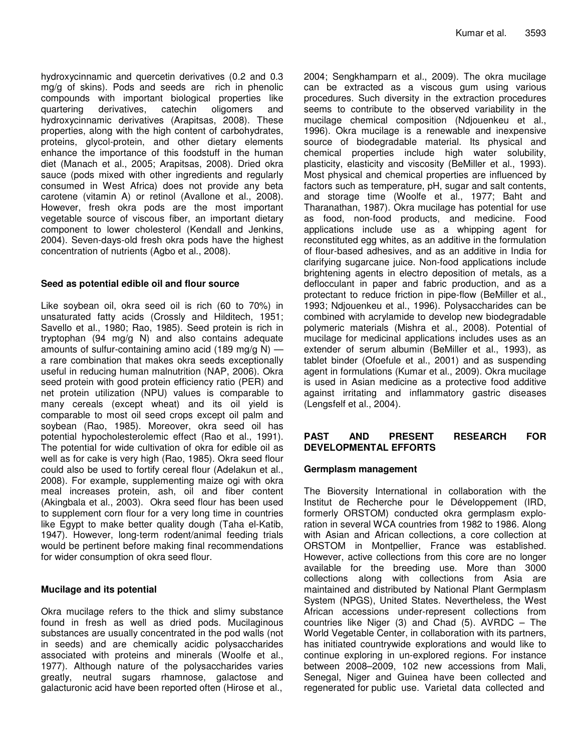hydroxycinnamic and quercetin derivatives (0.2 and 0.3 mg/g of skins). Pods and seeds are rich in phenolic compounds with important biological properties like quartering derivatives, catechin oligomers and hydroxycinnamic derivatives (Arapitsas, 2008). These properties, along with the high content of carbohydrates, proteins, glycol-protein, and other dietary elements enhance the importance of this foodstuff in the human diet (Manach et al., 2005; Arapitsas, 2008). Dried okra sauce (pods mixed with other ingredients and regularly consumed in West Africa) does not provide any beta carotene (vitamin A) or retinol (Avallone et al., 2008). However, fresh okra pods are the most important vegetable source of viscous fiber, an important dietary component to lower cholesterol (Kendall and Jenkins, 2004). Seven-days-old fresh okra pods have the highest concentration of nutrients (Agbo et al., 2008).

### Seed as potential edible oil and flour source

Like soybean oil, okra seed oil is rich (60 to 70%) in unsaturated fatty acids (Crossly and Hilditech, 1951; Savello et al., 1980; Rao, 1985). Seed protein is rich in tryptophan (94 mg/g N) and also contains adequate amounts of sulfur-containing amino acid (189 mg/g N) — a rare combination that makes okra seeds exceptionally useful in reducing human malnutrition (NAP, 2006). Okra seed protein with good protein efficiency ratio (PER) and net protein utilization (NPU) values is comparable to many cereals (except wheat) and its oil yield is comparable to most oil seed crops except oil palm and soybean (Rao, 1985). Moreover, okra seed oil has potential hypocholesterolemic effect (Rao et al., 1991). The potential for wide cultivation of okra for edible oil as well as for cake is very high (Rao, 1985). Okra seed flour could also be used to fortify cereal flour (Adelakun et al., 2008). For example, supplementing maize ogi with okra meal increases protein, ash, oil and fiber content (Akingbala et al., 2003). Okra seed flour has been used to supplement corn flour for a very long time in countries like Egypt to make better quality dough (Taha el-Katib, 1947). However, long-term rodent/animal feeding trials would be pertinent before making final recommendations for wider consumption of okra seed flour.

### Mucilage and its potential

Okra mucilage refers to the thick and slimy substance found in fresh as well as dried pods. Mucilaginous substances are usually concentrated in the pod walls (not in seeds) and are chemically acidic polysaccharides associated with proteins and minerals (Woolfe et al., 1977). Although nature of the polysaccharides varies greatly, neutral sugars rhamnose, galactose and galacturonic acid have been reported often (Hirose et al., 2004; Sengkhamparn et al., 2009). The okra mucilage can be extracted as a viscous gum using various procedures. Such diversity in the extraction procedures seems to contribute to the observed variability in the mucilage chemical composition (Ndjouenkeu et al., 1996). Okra mucilage is a renewable and inexpensive source of biodegradable material. Its physical and chemical properties include high water solubility, plasticity, elasticity and viscosity (BeMiller et al., 1993). Most physical and chemical properties are influenced by factors such as temperature, pH, sugar and salt contents, and storage time (Woolfe et al., 1977; Baht and Tharanathan, 1987). Okra mucilage has potential for use as food, non-food products, and medicine. Food applications include use as a whipping agent for reconstituted egg whites, as an additive in the formulation of flour-based adhesives, and as an additive in India for clarifying sugarcane juice. Non-food applications include brightening agents in electro deposition of metals, as a deflocculant in paper and fabric production, and as a protectant to reduce friction in pipe-flow (BeMiller et al., 1993; Ndjouenkeu et al., 1996). Polysaccharides can be combined with acrylamide to develop new biodegradable polymeric materials (Mishra et al., 2008). Potential of mucilage for medicinal applications includes uses as an extender of serum albumin (BeMiller et al., 1993), as tablet binder (Ofoefule et al., 2001) and as suspending agent in formulations (Kumar et al., 2009). Okra mucilage is used in Asian medicine as a protective food additive against irritating and inflammatory gastric diseases (Lengsfelf et al., 2004).

## PAST AND PRESENT RESEARCH FOR DEVELOPMENTAL EFFORTS

### Germplasm management

The Bioversity International in collaboration with the Institut de Recherche pour le Développement (IRD, formerly ORSTOM) conducted okra germplasm exploration in several WCA countries from 1982 to 1986. Along with Asian and African collections, a core collection at ORSTOM in Montpellier, France was established. However, active collections from this core are no longer available for the breeding use. More than 3000 collections along with collections from Asia are maintained and distributed by National Plant Germplasm System (NPGS), United States. Nevertheless, the West African accessions under-represent collections from countries like Niger (3) and Chad (5). AVRDC – The World Vegetable Center, in collaboration with its partners, has initiated countrywide explorations and would like to continue exploring in un-explored regions. For instance between 2008–2009, 102 new accessions from Mali, Senegal, Niger and Guinea have been collected and regenerated for public use. Varietal data collected and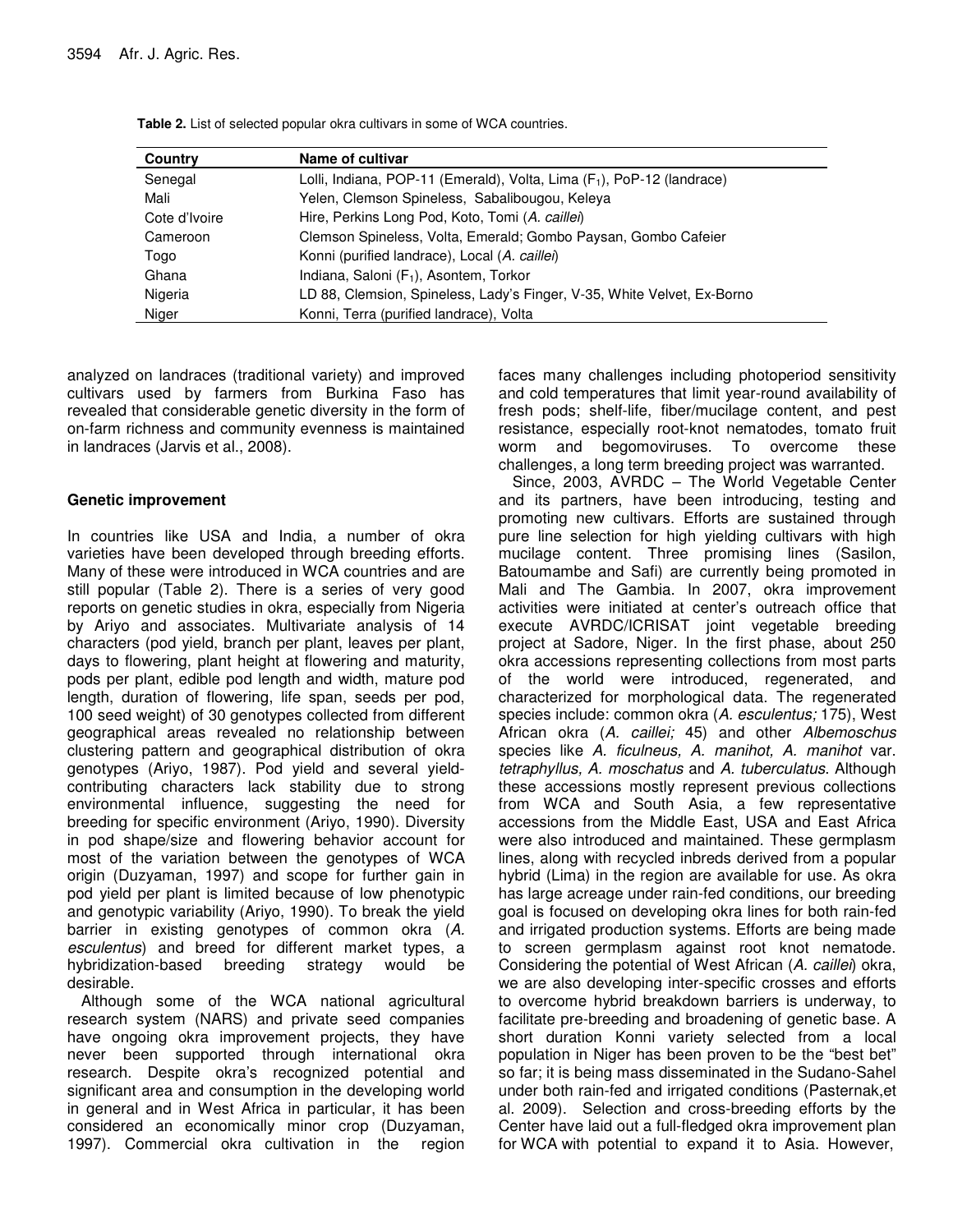**Table 2.** List of selected popular okra cultivars in some of WCA countries.

| Country | Name of cultivar |
|---|---|
| Senegal | Lolli, Indiana, POP-11 (Emerald), Volta, Lima ($F_1$), PoP-12 (landrace) |
| Mali | Yelen, Clemson Spineless, Sabalibougou, Keleya |
| Cote d'Ivoire | Hire, Perkins Long Pod, Koto, Tomi (*A. caillei*) |
| Cameroon | Clemson Spineless, Volta, Emerald; Gombo Paysan, Gombo Cafeier |
| Togo | Konni (purified landrace), Local (*A. caillei*) |
| Ghana | Indiana, Saloni ($F_1$), Asontem, Torkor |
| Nigeria | LD 88, Clemsion, Spineless, Lady's Finger, V-35, White Velvet, Ex-Borno |
| Niger | Konni, Terra (purified landrace), Volta |

analyzed on landraces (traditional variety) and improved cultivars used by farmers from Burkina Faso has revealed that considerable genetic diversity in the form of on-farm richness and community evenness is maintained in landraces (Jarvis et al., 2008).

## Genetic improvement

In countries like USA and India, a number of okra varieties have been developed through breeding efforts. Many of these were introduced in WCA countries and are still popular (Table 2). There is a series of very good reports on genetic studies in okra, especially from Nigeria by Ariyo and associates. Multivariate analysis of 14 characters (pod yield, branch per plant, leaves per plant, days to flowering, plant height at flowering and maturity, pods per plant, edible pod length and width, mature pod length, duration of flowering, life span, seeds per pod, 100 seed weight) of 30 genotypes collected from different geographical areas revealed no relationship between clustering pattern and geographical distribution of okra genotypes (Ariyo, 1987). Pod yield and several yield-contributing characters lack stability due to strong environmental influence, suggesting the need for breeding for specific environment (Ariyo, 1990). Diversity in pod shape/size and flowering behavior account for most of the variation between the genotypes of WCA origin (Duzyaman, 1997) and scope for further gain in pod yield per plant is limited because of low phenotypic and genotypic variability (Ariyo, 1990). To break the yield barrier in existing genotypes of common okra (*A. esculentus*) and breed for different market types, a hybridization-based breeding strategy would be desirable.

Although some of the WCA national agricultural research system (NARS) and private seed companies have ongoing okra improvement projects, they have never been supported through international okra research. Despite okra's recognized potential and significant area and consumption in the developing world in general and in West Africa in particular, it has been considered an economically minor crop (Duzyaman, 1997). Commercial okra cultivation in the region faces many challenges including photoperiod sensitivity and cold temperatures that limit year-round availability of fresh pods; shelf-life, fiber/mucilage content, and pest resistance, especially root-knot nematodes, tomato fruit worm and begomoviruses. To overcome these challenges, a long term breeding project was warranted.

Since, 2003, AVRDC – The World Vegetable Center and its partners, have been introducing, testing and promoting new cultivars. Efforts are sustained through pure line selection for high yielding cultivars with high mucilage content. Three promising lines (Sasilon, Batoumambe and Safi) are currently being promoted in Mali and The Gambia. In 2007, okra improvement activities were initiated at center's outreach office that execute AVRDC/ICRISAT joint vegetable breeding project at Sadore, Niger. In the first phase, about 250 okra accessions representing collections from most parts of the world were introduced, regenerated, and characterized for morphological data. The regenerated species include: common okra (*A. esculentus;* 175), West African okra (*A. caillei;* 45) and other *Albemoschus* species like *A. ficulneus, A. manihot, A. manihot* var. *tetraphyllus, A. moschatus* and *A. tuberculatus*. Although these accessions mostly represent previous collections from WCA and South Asia, a few representative accessions from the Middle East, USA and East Africa were also introduced and maintained. These germplasm lines, along with recycled inbreds derived from a popular hybrid (Lima) in the region are available for use. As okra has large acreage under rain-fed conditions, our breeding goal is focused on developing okra lines for both rain-fed and irrigated production systems. Efforts are being made to screen germplasm against root knot nematode. Considering the potential of West African (*A. caillei*) okra, we are also developing inter-specific crosses and efforts to overcome hybrid breakdown barriers is underway, to facilitate pre-breeding and broadening of genetic base. A short duration Konni variety selected from a local population in Niger has been proven to be the "best bet" so far; it is being mass disseminated in the Sudano-Sahel under both rain-fed and irrigated conditions (Pasternak,et al. 2009). Selection and cross-breeding efforts by the Center have laid out a full-fledged okra improvement plan for WCA with potential to expand it to Asia. However,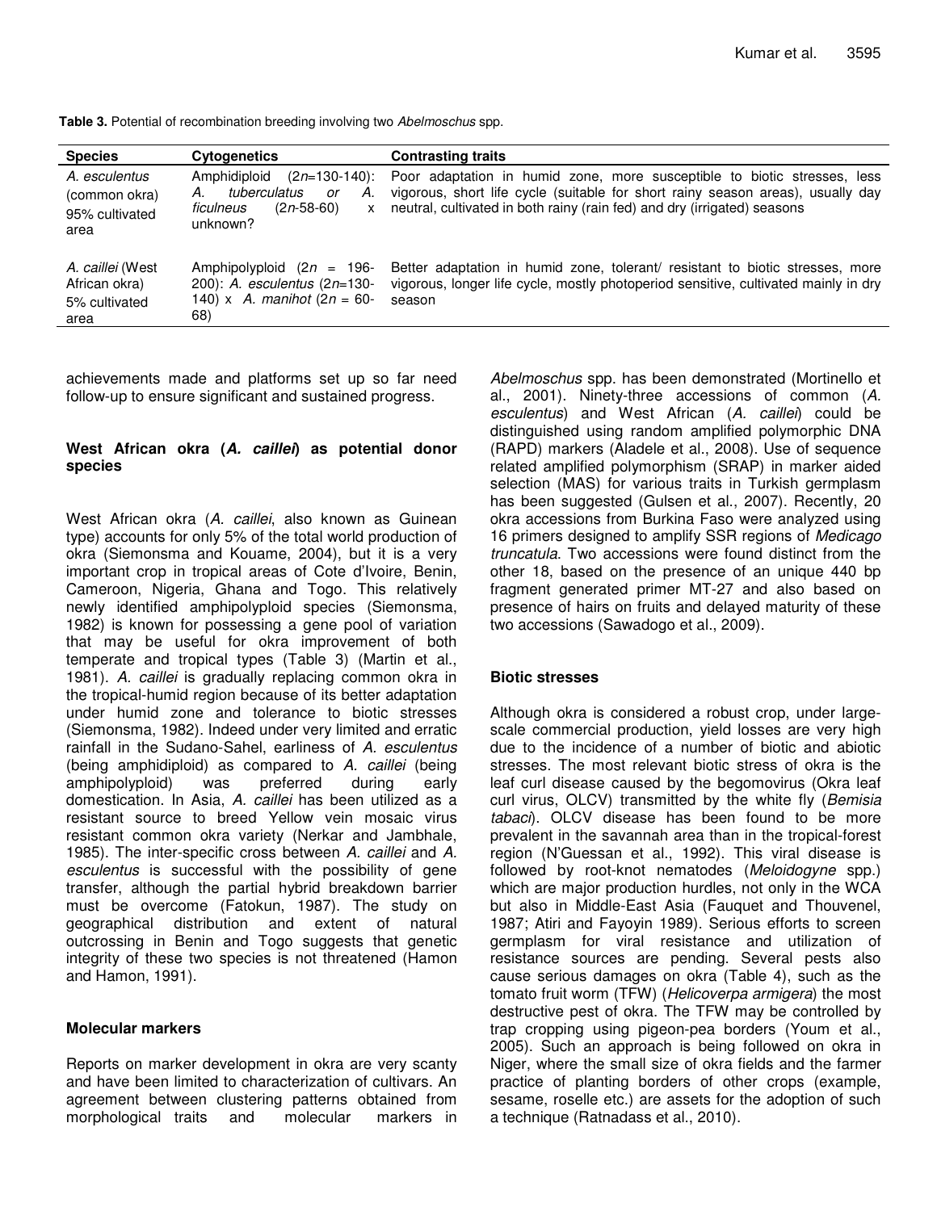**Table 3.** Potential of recombination breeding involving two *Abelmoschus* spp.

| Species | Cytogenetics | Contrasting traits |
|---|---|---|
| *A. esculentus* (common okra) 95% cultivated area | Amphidiploid ($2n$=130-140): *A. tuberculatus* or *A. ficulneus* ($2n$-58-60) x unknown? | Poor adaptation in humid zone, more susceptible to biotic stresses, less vigorous, short life cycle (suitable for short rainy season areas), usually day neutral, cultivated in both rainy (rain fed) and dry (irrigated) seasons |
| *A. caillei* (West African okra) 5% cultivated area | Amphipolyploid ($2n$ = 196-200): *A. esculentus* ($2n$=130-140) x *A. manihot* ($2n$ = 60-68) | Better adaptation in humid zone, tolerant/ resistant to biotic stresses, more vigorous, longer life cycle, mostly photoperiod sensitive, cultivated mainly in dry season |

achievements made and platforms set up so far need follow-up to ensure significant and sustained progress.

### West African okra (*A. caillei*) as potential donor species

West African okra (*A. caillei*, also known as Guinean type) accounts for only 5% of the total world production of okra (Siemonsma and Kouame, 2004), but it is a very important crop in tropical areas of Cote d'Ivoire, Benin, Cameroon, Nigeria, Ghana and Togo. This relatively newly identified amphipolyploid species (Siemonsma, 1982) is known for possessing a gene pool of variation that may be useful for okra improvement of both temperate and tropical types (Table 3) (Martin et al., 1981). *A. caillei* is gradually replacing common okra in the tropical-humid region because of its better adaptation under humid zone and tolerance to biotic stresses (Siemonsma, 1982). Indeed under very limited and erratic rainfall in the Sudano-Sahel, earliness of *A. esculentus* (being amphidiploid) as compared to *A. caillei* (being amphipolyploid) was preferred during early domestication. In Asia, *A. caillei* has been utilized as a resistant source to breed Yellow vein mosaic virus resistant common okra variety (Nerkar and Jambhale, 1985). The inter-specific cross between *A. caillei* and *A. esculentus* is successful with the possibility of gene transfer, although the partial hybrid breakdown barrier must be overcome (Fatokun, 1987). The study on geographical distribution and extent of natural outcrossing in Benin and Togo suggests that genetic integrity of these two species is not threatened (Hamon and Hamon, 1991).

### Molecular markers

Reports on marker development in okra are very scanty and have been limited to characterization of cultivars. An agreement between clustering patterns obtained from morphological traits and molecular markers in *Abelmoschus* spp. has been demonstrated (Mortinello et al., 2001). Ninety-three accessions of common (*A. esculentus*) and West African (*A. caillei*) could be distinguished using random amplified polymorphic DNA (RAPD) markers (Aladele et al., 2008). Use of sequence related amplified polymorphism (SRAP) in marker aided selection (MAS) for various traits in Turkish germplasm has been suggested (Gulsen et al., 2007). Recently, 20 okra accessions from Burkina Faso were analyzed using 16 primers designed to amplify SSR regions of *Medicago truncatula*. Two accessions were found distinct from the other 18, based on the presence of an unique 440 bp fragment generated primer MT-27 and also based on presence of hairs on fruits and delayed maturity of these two accessions (Sawadogo et al., 2009).

### Biotic stresses

Although okra is considered a robust crop, under large-scale commercial production, yield losses are very high due to the incidence of a number of biotic and abiotic stresses. The most relevant biotic stress of okra is the leaf curl disease caused by the begomovirus (Okra leaf curl virus, OLCV) transmitted by the white fly (*Bemisia tabaci*). OLCV disease has been found to be more prevalent in the savannah area than in the tropical-forest region (N'Guessan et al., 1992). This viral disease is followed by root-knot nematodes (*Meloidogyne* spp.) which are major production hurdles, not only in the WCA but also in Middle-East Asia (Fauquet and Thouvenel, 1987; Atiri and Fayoyin 1989). Serious efforts to screen germplasm for viral resistance and utilization of resistance sources are pending. Several pests also cause serious damages on okra (Table 4), such as the tomato fruit worm (TFW) (*Helicoverpa armigera*) the most destructive pest of okra. The TFW may be controlled by trap cropping using pigeon-pea borders (Youm et al., 2005). Such an approach is being followed on okra in Niger, where the small size of okra fields and the farmer practice of planting borders of other crops (example, sesame, roselle etc.) are assets for the adoption of such a technique (Ratnadass et al., 2010).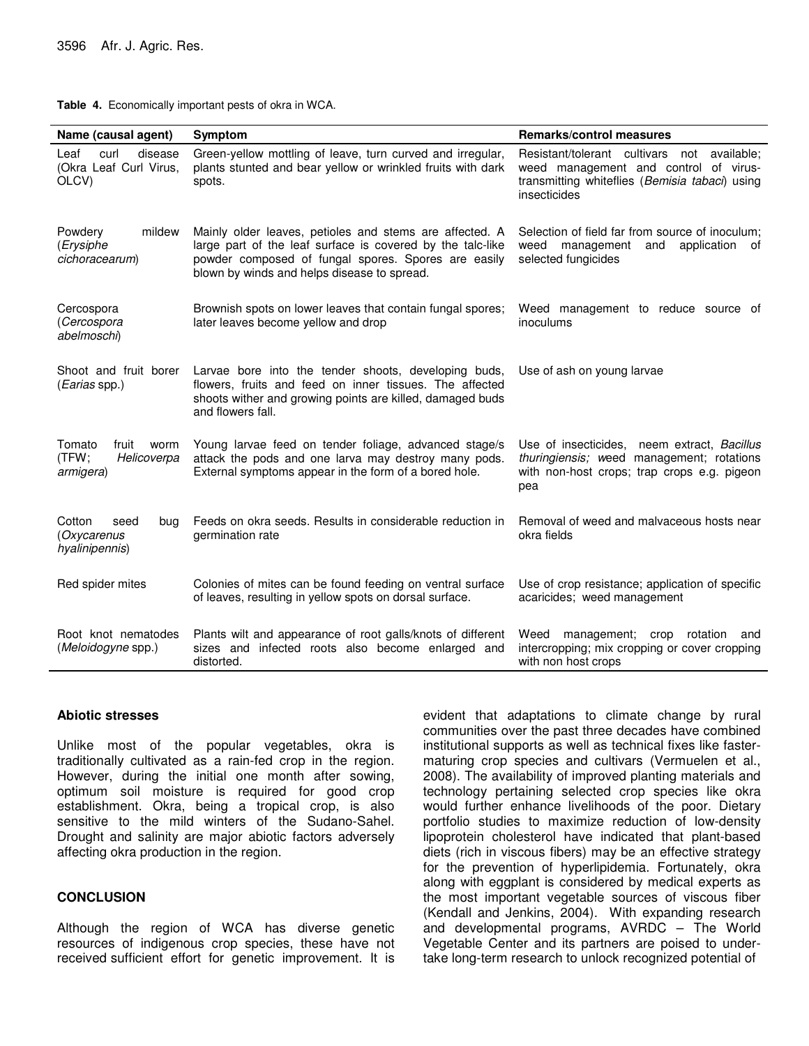**Table 4.** Economically important pests of okra in WCA.

| Name (causal agent) | Symptom | Remarks/control measures |
|---|---|---|
| Leaf curl disease (Okra Leaf Curl Virus, OLCV) | Green-yellow mottling of leave, turn curved and irregular, plants stunted and bear yellow or wrinkled fruits with dark spots. | Resistant/tolerant cultivars not available; weed management and control of virus-transmitting whiteflies (*Bemisia tabaci*) using insecticides |
| Powdery mildew (*Erysiphe cichoracearum*) | Mainly older leaves, petioles and stems are affected. A large part of the leaf surface is covered by the talc-like powder composed of fungal spores. Spores are easily blown by winds and helps disease to spread. | Selection of field far from source of inoculum; weed management and application of selected fungicides |
| Cercospora (*Cercospora abelmoschi*) | Brownish spots on lower leaves that contain fungal spores; later leaves become yellow and drop | Weed management to reduce source of inoculums |
| Shoot and fruit borer (*Earias* spp.) | Larvae bore into the tender shoots, developing buds, flowers, fruits and feed on inner tissues. The affected shoots wither and growing points are killed, damaged buds and flowers fall. | Use of ash on young larvae |
| Tomato fruit worm (TFW; *Helicoverpa armigera*) | Young larvae feed on tender foliage, advanced stage/s attack the pods and one larva may destroy many pods. External symptoms appear in the form of a bored hole. | Use of insecticides, neem extract, *Bacillus thuringiensis;* weed management; rotations with non-host crops; trap crops e.g. pigeon pea |
| Cotton seed bug (*Oxycarenus hyalinipennis*) | Feeds on okra seeds. Results in considerable reduction in germination rate | Removal of weed and malvaceous hosts near okra fields |
| Red spider mites | Colonies of mites can be found feeding on ventral surface of leaves, resulting in yellow spots on dorsal surface. | Use of crop resistance; application of specific acaricides; weed management |
| Root knot nematodes (*Meloidogyne* spp.) | Plants wilt and appearance of root galls/knots of different sizes and infected roots also become enlarged and distorted. | Weed management; crop rotation and intercropping; mix cropping or cover cropping with non host crops |

### Abiotic stresses

Unlike most of the popular vegetables, okra is traditionally cultivated as a rain-fed crop in the region. However, during the initial one month after sowing, optimum soil moisture is required for good crop establishment. Okra, being a tropical crop, is also sensitive to the mild winters of the Sudano-Sahel. Drought and salinity are major abiotic factors adversely affecting okra production in the region.

## CONCLUSION

Although the region of WCA has diverse genetic resources of indigenous crop species, these have not received sufficient effort for genetic improvement. It is evident that adaptations to climate change by rural communities over the past three decades have combined institutional supports as well as technical fixes like faster-maturing crop species and cultivars (Vermuelen et al., 2008). The availability of improved planting materials and technology pertaining selected crop species like okra would further enhance livelihoods of the poor. Dietary portfolio studies to maximize reduction of low-density lipoprotein cholesterol have indicated that plant-based diets (rich in viscous fibers) may be an effective strategy for the prevention of hyperlipidemia. Fortunately, okra along with eggplant is considered by medical experts as the most important vegetable sources of viscous fiber (Kendall and Jenkins, 2004). With expanding research and developmental programs, AVRDC – The World Vegetable Center and its partners are poised to undertake long-term research to unlock recognized potential of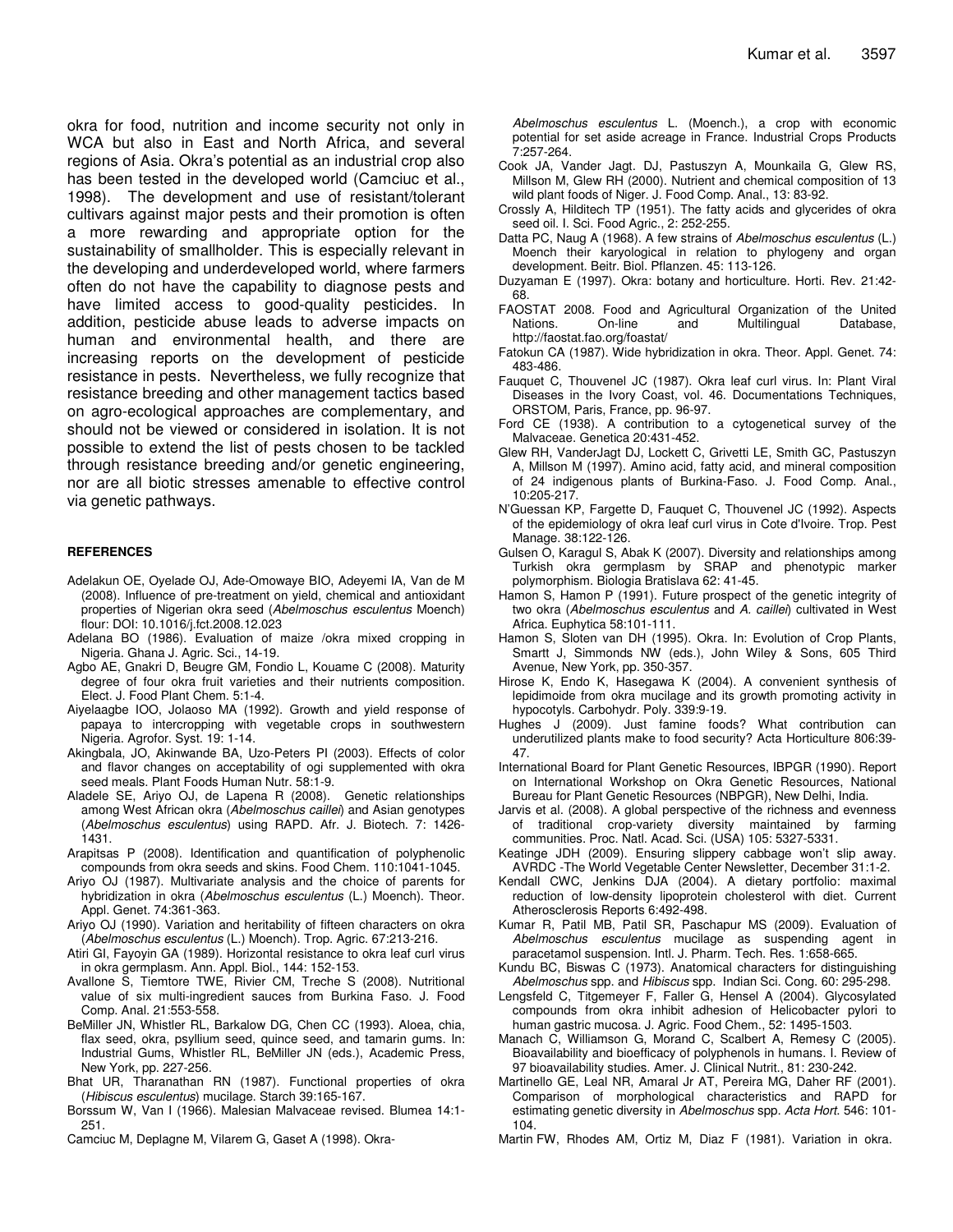okra for food, nutrition and income security not only in WCA but also in East and North Africa, and several regions of Asia. Okra's potential as an industrial crop also has been tested in the developed world (Camciuc et al., 1998). The development and use of resistant/tolerant cultivars against major pests and their promotion is often a more rewarding and appropriate option for the sustainability of smallholder. This is especially relevant in the developing and underdeveloped world, where farmers often do not have the capability to diagnose pests and have limited access to good-quality pesticides. In addition, pesticide abuse leads to adverse impacts on human and environmental health, and there are increasing reports on the development of pesticide resistance in pests. Nevertheless, we fully recognize that resistance breeding and other management tactics based on agro-ecological approaches are complementary, and should not be viewed or considered in isolation. It is not possible to extend the list of pests chosen to be tackled through resistance breeding and/or genetic engineering, nor are all biotic stresses amenable to effective control via genetic pathways.

## REFERENCES

Adelakun OE, Oyelade OJ, Ade-Omowaye BIO, Adeyemi IA, Van de M (2008). Influence of pre-treatment on yield, chemical and antioxidant properties of Nigerian okra seed (*Abelmoschus esculentus* Moench) flour: DOI: 10.1016/j.fct.2008.12.023

Adelana BO (1986). Evaluation of maize /okra mixed cropping in Nigeria. Ghana J. Agric. Sci., 14-19.

Agbo AE, Gnakri D, Beugre GM, Fondio L, Kouame C (2008). Maturity degree of four okra fruit varieties and their nutrients composition. Elect. J. Food Plant Chem. 5:1-4.

Aiyelaagbe IOO, Jolaoso MA (1992). Growth and yield response of papaya to intercropping with vegetable crops in southwestern Nigeria. Agrofor. Syst. 19: 1-14.

Akingbala, JO, Akinwande BA, Uzo-Peters PI (2003). Effects of color and flavor changes on acceptability of ogi supplemented with okra seed meals. Plant Foods Human Nutr. 58:1-9.

Aladele SE, Ariyo OJ, de Lapena R (2008). Genetic relationships among West African okra (*Abelmoschus caillei*) and Asian genotypes (*Abelmoschus esculentus*) using RAPD. Afr. J. Biotech. 7: 1426-1431.

Arapitsas P (2008). Identification and quantification of polyphenolic compounds from okra seeds and skins. Food Chem. 110:1041-1045.

Ariyo OJ (1987). Multivariate analysis and the choice of parents for hybridization in okra (*Abelmoschus esculentus* (L.) Moench). Theor. Appl. Genet. 74:361-363.

Ariyo OJ (1990). Variation and heritability of fifteen characters on okra (*Abelmoschus esculentus* (L.) Moench). Trop. Agric. 67:213-216.

Atiri GI, Fayoyin GA (1989). Horizontal resistance to okra leaf curl virus in okra germplasm. Ann. Appl. Biol., 144: 152-153.

Avallone S, Tiemtore TWE, Rivier CM, Treche S (2008). Nutritional value of six multi-ingredient sauces from Burkina Faso. J. Food Comp. Anal. 21:553-558.

BeMiller JN, Whistler RL, Barkalow DG, Chen CC (1993). Aloea, chia, flax seed, okra, psyllium seed, quince seed, and tamarin gums. In: Industrial Gums, Whistler RL, BeMiller JN (eds.), Academic Press, New York, pp. 227-256.

Bhat UR, Tharanathan RN (1987). Functional properties of okra (*Hibiscus esculentus*) mucilage. Starch 39:165-167.

Borssum W, Van I (1966). Malesian Malvaceae revised. Blumea 14:1-251.

Camciuc M, Deplagne M, Vilarem G, Gaset A (1998). Okra-*Abelmoschus esculentus* L. (Moench.), a crop with economic potential for set aside acreage in France. Industrial Crops Products 7:257-264.

Cook JA, Vander Jagt. DJ, Pastuszyn A, Mounkaila G, Glew RS, Millson M, Glew RH (2000). Nutrient and chemical composition of 13 wild plant foods of Niger. J. Food Comp. Anal., 13: 83-92.

Crossly A, Hilditech TP (1951). The fatty acids and glycerides of okra seed oil. I. Sci. Food Agric., 2: 252-255.

Datta PC, Naug A (1968). A few strains of *Abelmoschus esculentus* (L.) Moench their karyological in relation to phylogeny and organ development. Beitr. Biol. Pflanzen. 45: 113-126.

Duzyaman E (1997). Okra: botany and horticulture. Horti. Rev. 21:42-68.

FAOSTAT 2008. Food and Agricultural Organization of the United Nations. On-line and Multilingual Database, http://faostat.fao.org/foastat/

Fatokun CA (1987). Wide hybridization in okra. Theor. Appl. Genet. 74: 483-486.

Fauquet C, Thouvenel JC (1987). Okra leaf curl virus. In: Plant Viral Diseases in the Ivory Coast, vol. 46. Documentations Techniques, ORSTOM, Paris, France, pp. 96-97.

Ford CE (1938). A contribution to a cytogenetical survey of the Malvaceae. Genetica 20:431-452.

Glew RH, VanderJagt DJ, Lockett C, Grivetti LE, Smith GC, Pastuszyn A, Millson M (1997). Amino acid, fatty acid, and mineral composition of 24 indigenous plants of Burkina-Faso. J. Food Comp. Anal., 10:205-217.

N'Guessan KP, Fargette D, Fauquet C, Thouvenel JC (1992). Aspects of the epidemiology of okra leaf curl virus in Cote d'Ivoire. Trop. Pest Manage. 38:122-126.

Gulsen O, Karagul S, Abak K (2007). Diversity and relationships among Turkish okra germplasm by SRAP and phenotypic marker polymorphism. Biologia Bratislava 62: 41-45.

Hamon S, Hamon P (1991). Future prospect of the genetic integrity of two okra (*Abelmoschus esculentus* and *A. caillei*) cultivated in West Africa. Euphytica 58:101-111.

Hamon S, Sloten van DH (1995). Okra. In: Evolution of Crop Plants, Smartt J, Simmonds NW (eds.), John Wiley & Sons, 605 Third Avenue, New York, pp. 350-357.

Hirose K, Endo K, Hasegawa K (2004). A convenient synthesis of lepidimoide from okra mucilage and its growth promoting activity in hypocotyls. Carbohydr. Poly. 339:9-19.

Hughes J (2009). Just famine foods? What contribution can underutilized plants make to food security? Acta Horticulture 806:39-47.

International Board for Plant Genetic Resources, IBPGR (1990). Report on International Workshop on Okra Genetic Resources, National Bureau for Plant Genetic Resources (NBPGR), New Delhi, India.

Jarvis et al. (2008). A global perspective of the richness and evenness of traditional crop-variety diversity maintained by farming communities. Proc. Natl. Acad. Sci. (USA) 105: 5327-5331.

Keatinge JDH (2009). Ensuring slippery cabbage won't slip away. AVRDC -The World Vegetable Center Newsletter, December 31:1-2.

Kendall CWC, Jenkins DJA (2004). A dietary portfolio: maximal reduction of low-density lipoprotein cholesterol with diet. Current Atherosclerosis Reports 6:492-498.

Kumar R, Patil MB, Patil SR, Paschapur MS (2009). Evaluation of *Abelmoschus esculentus* mucilage as suspending agent in paracetamol suspension. Intl. J. Pharm. Tech. Res. 1:658-665.

Kundu BC, Biswas C (1973). Anatomical characters for distinguishing *Abelmoschus* spp. and *Hibiscus* spp. Indian Sci. Cong. 60: 295-298.

Lengsfeld C, Titgemeyer F, Faller G, Hensel A (2004). Glycosylated compounds from okra inhibit adhesion of Helicobacter pylori to human gastric mucosa. J. Agric. Food Chem., 52: 1495-1503.

Manach C, Williamson G, Morand C, Scalbert A, Remesy C (2005). Bioavailability and bioefficacy of polyphenols in humans. I. Review of 97 bioavailability studies. Amer. J. Clinical Nutrit., 81: 230-242.

Martinello GE, Leal NR, Amaral Jr AT, Pereira MG, Daher RF (2001). Comparison of morphological characteristics and RAPD for estimating genetic diversity in *Abelmoschus* spp. *Acta Hort.* 546: 101-104.

Martin FW, Rhodes AM, Ortiz M, Diaz F (1981). Variation in okra.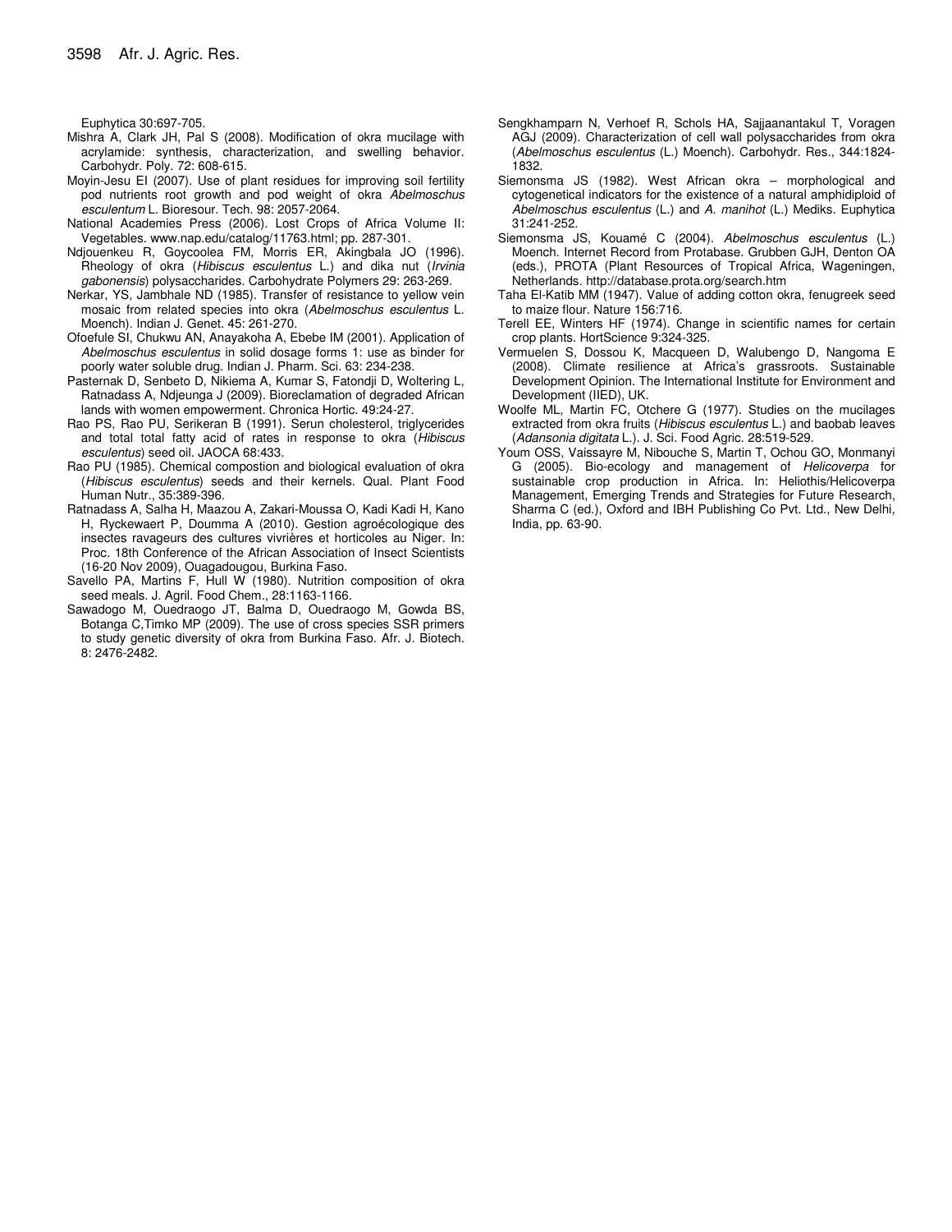Euphytica 30:697-705.

Mishra A, Clark JH, Pal S (2008). Modification of okra mucilage with acrylamide: synthesis, characterization, and swelling behavior. Carbohydr. Poly. 72: 608-615.

Moyin-Jesu EI (2007). Use of plant residues for improving soil fertility pod nutrients root growth and pod weight of okra *Abelmoschus esculentum* L. Bioresour. Tech. 98: 2057-2064.

National Academies Press (2006). Lost Crops of Africa Volume II: Vegetables. www.nap.edu/catalog/11763.html; pp. 287-301.

Ndjouenkeu R, Goycoolea FM, Morris ER, Akingbala JO (1996). Rheology of okra (*Hibiscus esculentus* L.) and dika nut (*Irvinia gabonensis*) polysaccharides. Carbohydrate Polymers 29: 263-269.

Nerkar, YS, Jambhale ND (1985). Transfer of resistance to yellow vein mosaic from related species into okra (*Abelmoschus esculentus* L. Moench). Indian J. Genet. 45: 261-270.

Ofoefule SI, Chukwu AN, Anayakoha A, Ebebe IM (2001). Application of *Abelmoschus esculentus* in solid dosage forms 1: use as binder for poorly water soluble drug. Indian J. Pharm. Sci. 63: 234-238.

Pasternak D, Senbeto D, Nikiema A, Kumar S, Fatondji D, Woltering L, Ratnadass A, Ndjeunga J (2009). Bioreclamation of degraded African lands with women empowerment. Chronica Hortic. 49:24-27.

Rao PS, Rao PU, Serikeran B (1991). Serun cholesterol, triglycerides and total total fatty acid of rates in response to okra (*Hibiscus esculentus*) seed oil. JAOCA 68:433.

Rao PU (1985). Chemical compostion and biological evaluation of okra (*Hibiscus esculentus*) seeds and their kernels. Qual. Plant Food Human Nutr., 35:389-396.

Ratnadass A, Salha H, Maazou A, Zakari-Moussa O, Kadi Kadi H, Kano H, Ryckewaert P, Doumma A (2010). Gestion agroécologique des insectes ravageurs des cultures vivrières et horticoles au Niger. In: Proc. 18th Conference of the African Association of Insect Scientists (16-20 Nov 2009), Ouagadougou, Burkina Faso.

Savello PA, Martins F, Hull W (1980). Nutrition composition of okra seed meals. J. Agril. Food Chem., 28:1163-1166.

Sawadogo M, Ouedraogo JT, Balma D, Ouedraogo M, Gowda BS, Botanga C,Timko MP (2009). The use of cross species SSR primers to study genetic diversity of okra from Burkina Faso. Afr. J. Biotech. 8: 2476-2482.

Sengkhamparn N, Verhoef R, Schols HA, Sajjaanantakul T, Voragen AGJ (2009). Characterization of cell wall polysaccharides from okra (*Abelmoschus esculentus* (L.) Moench). Carbohydr. Res., 344:1824-1832.

Siemonsma JS (1982). West African okra – morphological and cytogenetical indicators for the existence of a natural amphidiploid of *Abelmoschus esculentus* (L.) and *A. manihot* (L.) Mediks. Euphytica 31:241-252.

Siemonsma JS, Kouamé C (2004). *Abelmoschus esculentus* (L.) Moench. Internet Record from Protabase. Grubben GJH, Denton OA (eds.), PROTA (Plant Resources of Tropical Africa, Wageningen, Netherlands. http://database.prota.org/search.htm

Taha El-Katib MM (1947). Value of adding cotton okra, fenugreek seed to maize flour. Nature 156:716.

Terell EE, Winters HF (1974). Change in scientific names for certain crop plants. HortScience 9:324-325.

Vermuelen S, Dossou K, Macqueen D, Walubengo D, Nangoma E (2008). Climate resilience at Africa's grassroots. Sustainable Development Opinion. The International Institute for Environment and Development (IIED), UK.

Woolfe ML, Martin FC, Otchere G (1977). Studies on the mucilages extracted from okra fruits (*Hibiscus esculentus* L.) and baobab leaves (*Adansonia digitata* L.). J. Sci. Food Agric. 28:519-529.

Youm OSS, Vaissayre M, Nibouche S, Martin T, Ochou GO, Monmanyi G (2005). Bio-ecology and management of *Helicoverpa* for sustainable crop production in Africa. In: Heliothis/Helicoverpa Management, Emerging Trends and Strategies for Future Research, Sharma C (ed.), Oxford and IBH Publishing Co Pvt. Ltd., New Delhi, India, pp. 63-90.